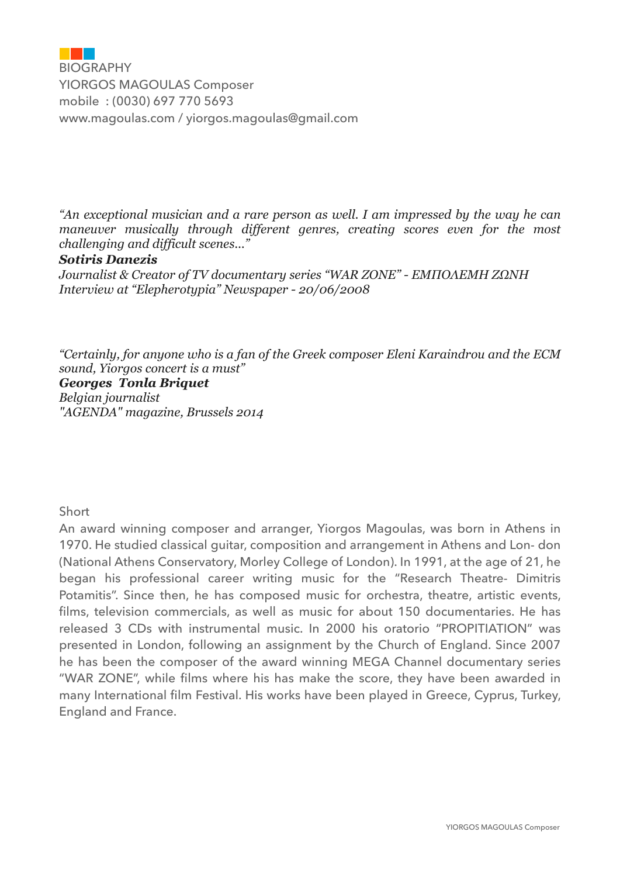BIOGRAPHY

YIORGOS MAGOULAS Composer

mobile : (0030) 697 770 5693

www.magoulas.com / yiorgos.magoulas@gmail.com

*“An exceptional musician and a rare person as well. I am impressed by the way he can maneuver musically through different genres, creating scores even for the most challenging and difficult scenes...”*

***Sotiris Danezis***

*Journalist & Creator of TV documentary series “WAR ZONE” - ΕΜΠΟΛΕΜΗ ΖΩΝΗ*

*Interview at “Elepherotypia” Newspaper - 20/06/2008*

*“Certainly, for anyone who is a fan of the Greek composer Eleni Karaindrou and the ECM sound, Yiorgos concert is a must”*

***Georges Tonla Briquet***

*Belgian journalist*

*"AGENDA" magazine, Brussels 2014*

Short

An award winning composer and arranger, Yiorgos Magoulas, was born in Athens in 1970. He studied classical guitar, composition and arrangement in Athens and Lon- don (National Athens Conservatory, Morley College of London). In 1991, at the age of 21, he began his professional career writing music for the “Research Theatre- Dimitris Potamitis”. Since then, he has composed music for orchestra, theatre, artistic events, films, television commercials, as well as music for about 150 documentaries. He has released 3 CDs with instrumental music. In 2000 his oratorio “PROPITIATION” was presented in London, following an assignment by the Church of England. Since 2007 he has been the composer of the award winning MEGA Channel documentary series “WAR ZONE”, while films where his has make the score, they have been awarded in many International film Festival. His works have been played in Greece, Cyprus, Turkey, England and France.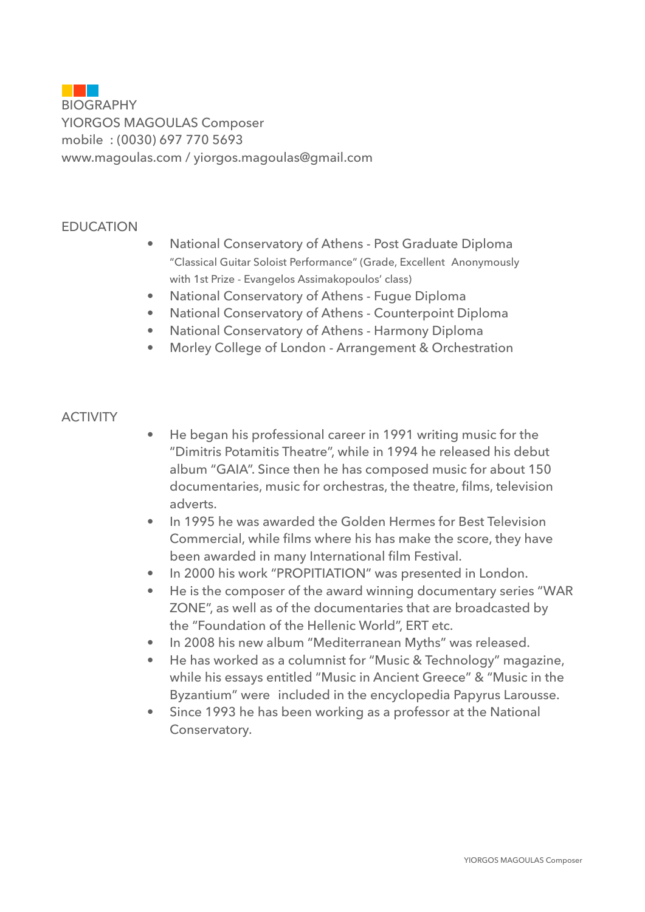# BIOGRAPHY

YIORGOS MAGOULAS Composer
mobile : (0030) 697 770 5693
www.magoulas.com / yiorgos.magoulas@gmail.com

## EDUCATION

- National Conservatory of Athens - Post Graduate Diploma
  "Classical Guitar Soloist Performance" (Grade, Excellent Anonymously with 1st Prize - Evangelos Assimakopoulos' class)
- National Conservatory of Athens - Fugue Diploma
- National Conservatory of Athens - Counterpoint Diploma
- National Conservatory of Athens - Harmony Diploma
- Morley College of London - Arrangement & Orchestration

## ACTIVITY

- He began his professional career in 1991 writing music for the "Dimitris Potamitis Theatre", while in 1994 he released his debut album "GAIA". Since then he has composed music for about 150 documentaries, music for orchestras, the theatre, films, television adverts.
- In 1995 he was awarded the Golden Hermes for Best Television Commercial, while films where his has make the score, they have been awarded in many International film Festival.
- In 2000 his work "PROPITIATION" was presented in London.
- He is the composer of the award winning documentary series "WAR ZONE", as well as of the documentaries that are broadcasted by the "Foundation of the Hellenic World", ERT etc.
- In 2008 his new album "Mediterranean Myths" was released.
- He has worked as a columnist for "Music & Technology" magazine, while his essays entitled "Music in Ancient Greece" & "Music in the Byzantium" were included in the encyclopedia Papyrus Larousse.
- Since 1993 he has been working as a professor at the National Conservatory.